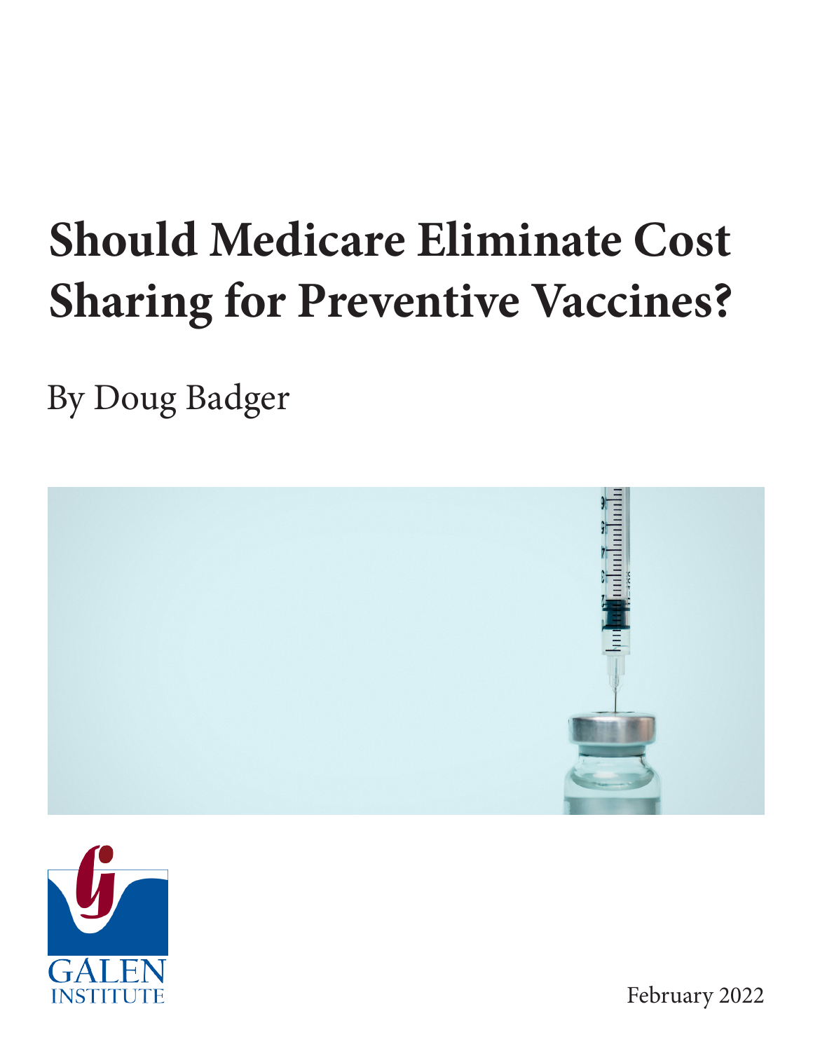# Should Medicare Eliminate Cost Sharing for Preventive Vaccines?

By Doug Badger

GALEN INSTITUTE

February 2022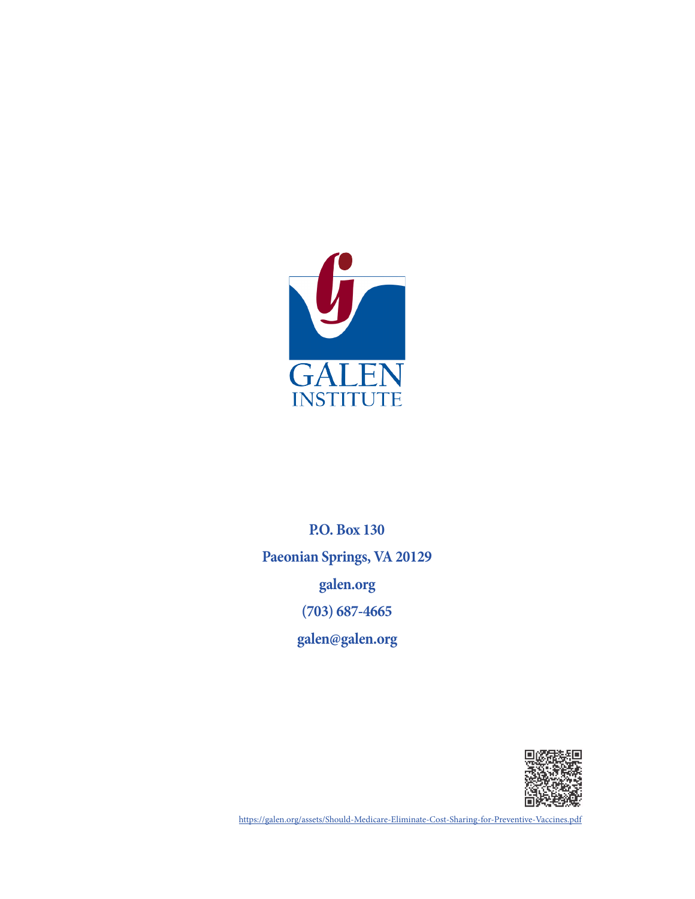GALEN INSTITUTE

**P.O. Box 130**

**Paeonian Springs, VA 20129**

**galen.org**

**(703) 687-4665**

**galen@galen.org**

https://galen.org/assets/Should-Medicare-Eliminate-Cost-Sharing-for-Preventive-Vaccines.pdf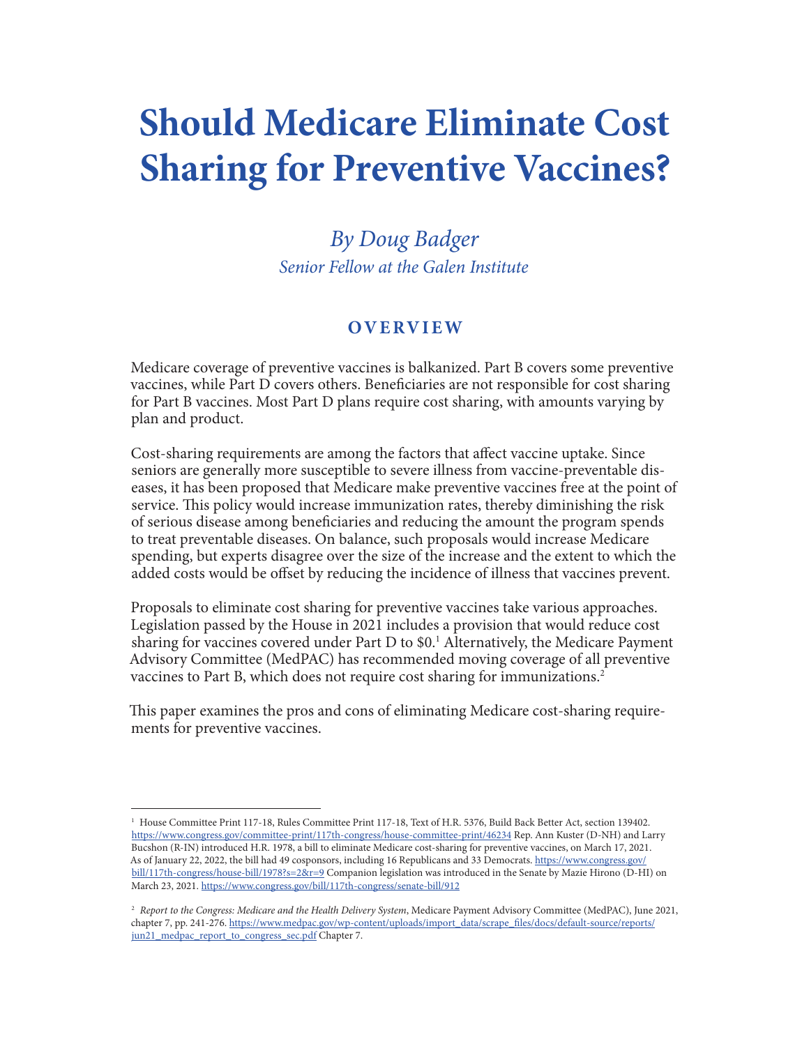# Should Medicare Eliminate Cost Sharing for Preventive Vaccines?

*By Doug Badger*
*Senior Fellow at the Galen Institute*

## OVERVIEW

Medicare coverage of preventive vaccines is balkanized. Part B covers some preventive vaccines, while Part D covers others. Beneficiaries are not responsible for cost sharing for Part B vaccines. Most Part D plans require cost sharing, with amounts varying by plan and product.

Cost-sharing requirements are among the factors that affect vaccine uptake. Since seniors are generally more susceptible to severe illness from vaccine-preventable diseases, it has been proposed that Medicare make preventive vaccines free at the point of service. This policy would increase immunization rates, thereby diminishing the risk of serious disease among beneficiaries and reducing the amount the program spends to treat preventable diseases. On balance, such proposals would increase Medicare spending, but experts disagree over the size of the increase and the extent to which the added costs would be offset by reducing the incidence of illness that vaccines prevent.

Proposals to eliminate cost sharing for preventive vaccines take various approaches. Legislation passed by the House in 2021 includes a provision that would reduce cost sharing for vaccines covered under Part D to $0.[1] Alternatively, the Medicare Payment Advisory Committee (MedPAC) has recommended moving coverage of all preventive vaccines to Part B, which does not require cost sharing for immunizations.[2]

This paper examines the pros and cons of eliminating Medicare cost-sharing requirements for preventive vaccines.

---

[1] House Committee Print 117-18, Rules Committee Print 117-18, Text of H.R. 5376, Build Back Better Act, section 139402. https://www.congress.gov/committee-print/117th-congress/house-committee-print/46234 Rep. Ann Kuster (D-NH) and Larry Bucshon (R-IN) introduced H.R. 1978, a bill to eliminate Medicare cost-sharing for preventive vaccines, on March 17, 2021. As of January 22, 2022, the bill had 49 cosponsors, including 16 Republicans and 33 Democrats. https://www.congress.gov/bill/117th-congress/house-bill/1978?s=2&r=9 Companion legislation was introduced in the Senate by Mazie Hirono (D-HI) on March 23, 2021. https://www.congress.gov/bill/117th-congress/senate-bill/912

[2] *Report to the Congress: Medicare and the Health Delivery System*, Medicare Payment Advisory Committee (MedPAC), June 2021, chapter 7, pp. 241-276. https://www.medpac.gov/wp-content/uploads/import_data/scrape_files/docs/default-source/reports/jun21_medpac_report_to_congress_sec.pdf Chapter 7.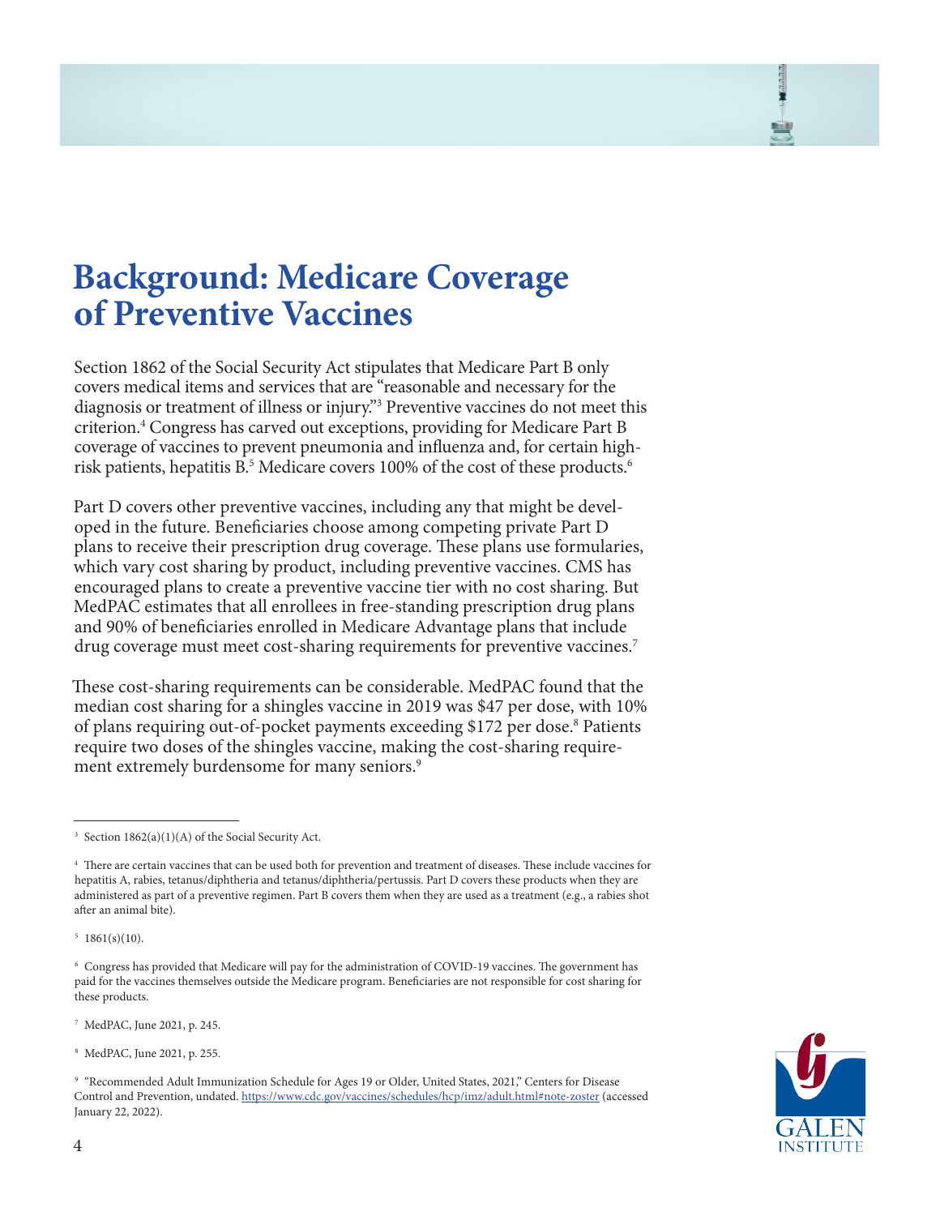# Background: Medicare Coverage of Preventive Vaccines

Section 1862 of the Social Security Act stipulates that Medicare Part B only covers medical items and services that are "reasonable and necessary for the diagnosis or treatment of illness or injury."[3] Preventive vaccines do not meet this criterion.[4] Congress has carved out exceptions, providing for Medicare Part B coverage of vaccines to prevent pneumonia and influenza and, for certain high-risk patients, hepatitis B.[5] Medicare covers 100% of the cost of these products.[6]

Part D covers other preventive vaccines, including any that might be developed in the future. Beneficiaries choose among competing private Part D plans to receive their prescription drug coverage. These plans use formularies, which vary cost sharing by product, including preventive vaccines. CMS has encouraged plans to create a preventive vaccine tier with no cost sharing. But MedPAC estimates that all enrollees in free-standing prescription drug plans and 90% of beneficiaries enrolled in Medicare Advantage plans that include drug coverage must meet cost-sharing requirements for preventive vaccines.[7]

These cost-sharing requirements can be considerable. MedPAC found that the median cost sharing for a shingles vaccine in 2019 was $47 per dose, with 10% of plans requiring out-of-pocket payments exceeding $172 per dose.[8] Patients require two doses of the shingles vaccine, making the cost-sharing requirement extremely burdensome for many seniors.[9]

---

[3] Section 1862(a)(1)(A) of the Social Security Act.

[4] There are certain vaccines that can be used both for prevention and treatment of diseases. These include vaccines for hepatitis A, rabies, tetanus/diphtheria and tetanus/diphtheria/pertussis. Part D covers these products when they are administered as part of a preventive regimen. Part B covers them when they are used as a treatment (e.g., a rabies shot after an animal bite).

[5] 1861(s)(10).

[6] Congress has provided that Medicare will pay for the administration of COVID-19 vaccines. The government has paid for the vaccines themselves outside the Medicare program. Beneficiaries are not responsible for cost sharing for these products.

[7] MedPAC, June 2021, p. 245.

[8] MedPAC, June 2021, p. 255.

[9] "Recommended Adult Immunization Schedule for Ages 19 or Older, United States, 2021," Centers for Disease Control and Prevention, undated. https://www.cdc.gov/vaccines/schedules/hcp/imz/adult.html#note-zoster (accessed January 22, 2022).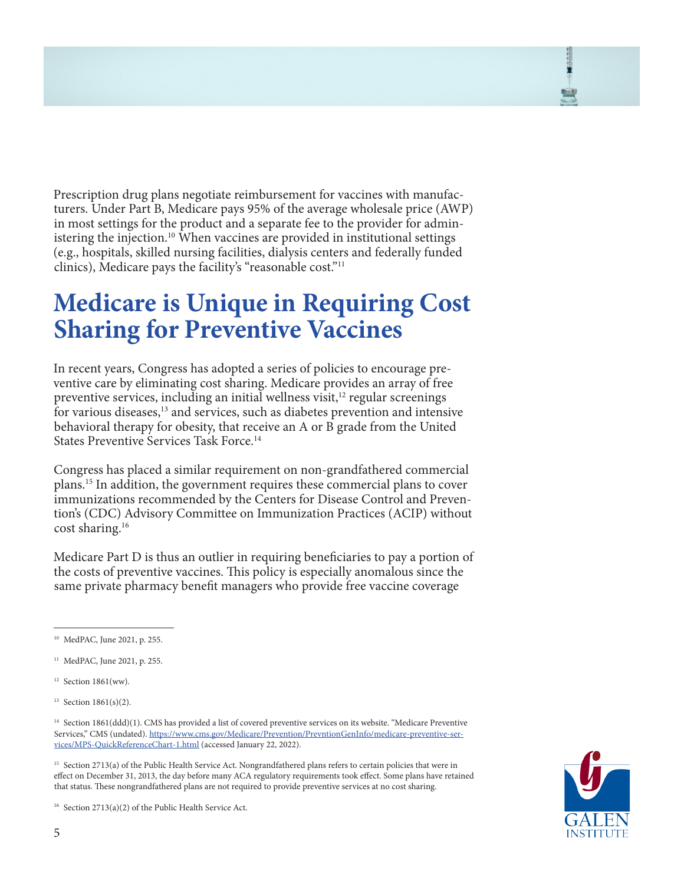Prescription drug plans negotiate reimbursement for vaccines with manufacturers. Under Part B, Medicare pays 95% of the average wholesale price (AWP) in most settings for the product and a separate fee to the provider for administering the injection.[10] When vaccines are provided in institutional settings (e.g., hospitals, skilled nursing facilities, dialysis centers and federally funded clinics), Medicare pays the facility's "reasonable cost."[11]

## Medicare is Unique in Requiring Cost Sharing for Preventive Vaccines

In recent years, Congress has adopted a series of policies to encourage preventive care by eliminating cost sharing. Medicare provides an array of free preventive services, including an initial wellness visit,[12] regular screenings for various diseases,[13] and services, such as diabetes prevention and intensive behavioral therapy for obesity, that receive an A or B grade from the United States Preventive Services Task Force.[14]

Congress has placed a similar requirement on non-grandfathered commercial plans.[15] In addition, the government requires these commercial plans to cover immunizations recommended by the Centers for Disease Control and Prevention's (CDC) Advisory Committee on Immunization Practices (ACIP) without cost sharing.[16]

Medicare Part D is thus an outlier in requiring beneficiaries to pay a portion of the costs of preventive vaccines. This policy is especially anomalous since the same private pharmacy benefit managers who provide free vaccine coverage

---

[10] MedPAC, June 2021, p. 255.

[11] MedPAC, June 2021, p. 255.

[12] Section 1861(ww).

[13] Section 1861(s)(2).

[14] Section 1861(ddd)(1). CMS has provided a list of covered preventive services on its website. "Medicare Preventive Services," CMS (undated). https://www.cms.gov/Medicare/Prevention/PrevntionGenInfo/medicare-preventive-services/MPS-QuickReferenceChart-1.html (accessed January 22, 2022).

[15] Section 2713(a) of the Public Health Service Act. Nongrandfathered plans refers to certain policies that were in effect on December 31, 2013, the day before many ACA regulatory requirements took effect. Some plans have retained that status. These nongrandfathered plans are not required to provide preventive services at no cost sharing.

[16] Section 2713(a)(2) of the Public Health Service Act.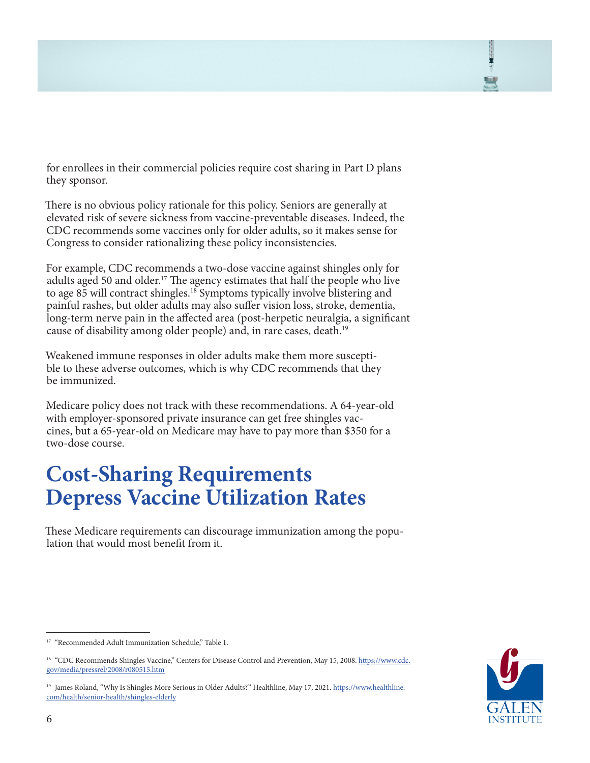for enrollees in their commercial policies require cost sharing in Part D plans they sponsor.

There is no obvious policy rationale for this policy. Seniors are generally at elevated risk of severe sickness from vaccine-preventable diseases. Indeed, the CDC recommends some vaccines only for older adults, so it makes sense for Congress to consider rationalizing these policy inconsistencies.

For example, CDC recommends a two-dose vaccine against shingles only for adults aged 50 and older.[17] The agency estimates that half the people who live to age 85 will contract shingles.[18] Symptoms typically involve blistering and painful rashes, but older adults may also suffer vision loss, stroke, dementia, long-term nerve pain in the affected area (post-herpetic neuralgia, a significant cause of disability among older people) and, in rare cases, death.[19]

Weakened immune responses in older adults make them more susceptible to these adverse outcomes, which is why CDC recommends that they be immunized.

Medicare policy does not track with these recommendations. A 64-year-old with employer-sponsored private insurance can get free shingles vaccines, but a 65-year-old on Medicare may have to pay more than $350 for a two-dose course.

## Cost-Sharing Requirements Depress Vaccine Utilization Rates

These Medicare requirements can discourage immunization among the population that would most benefit from it.

---

[17] "Recommended Adult Immunization Schedule," Table 1.

[18] "CDC Recommends Shingles Vaccine," Centers for Disease Control and Prevention, May 15, 2008. https://www.cdc.gov/media/pressrel/2008/r080515.htm

[19] James Roland, "Why Is Shingles More Serious in Older Adults?" Healthline, May 17, 2021. https://www.healthline.com/health/senior-health/shingles-elderly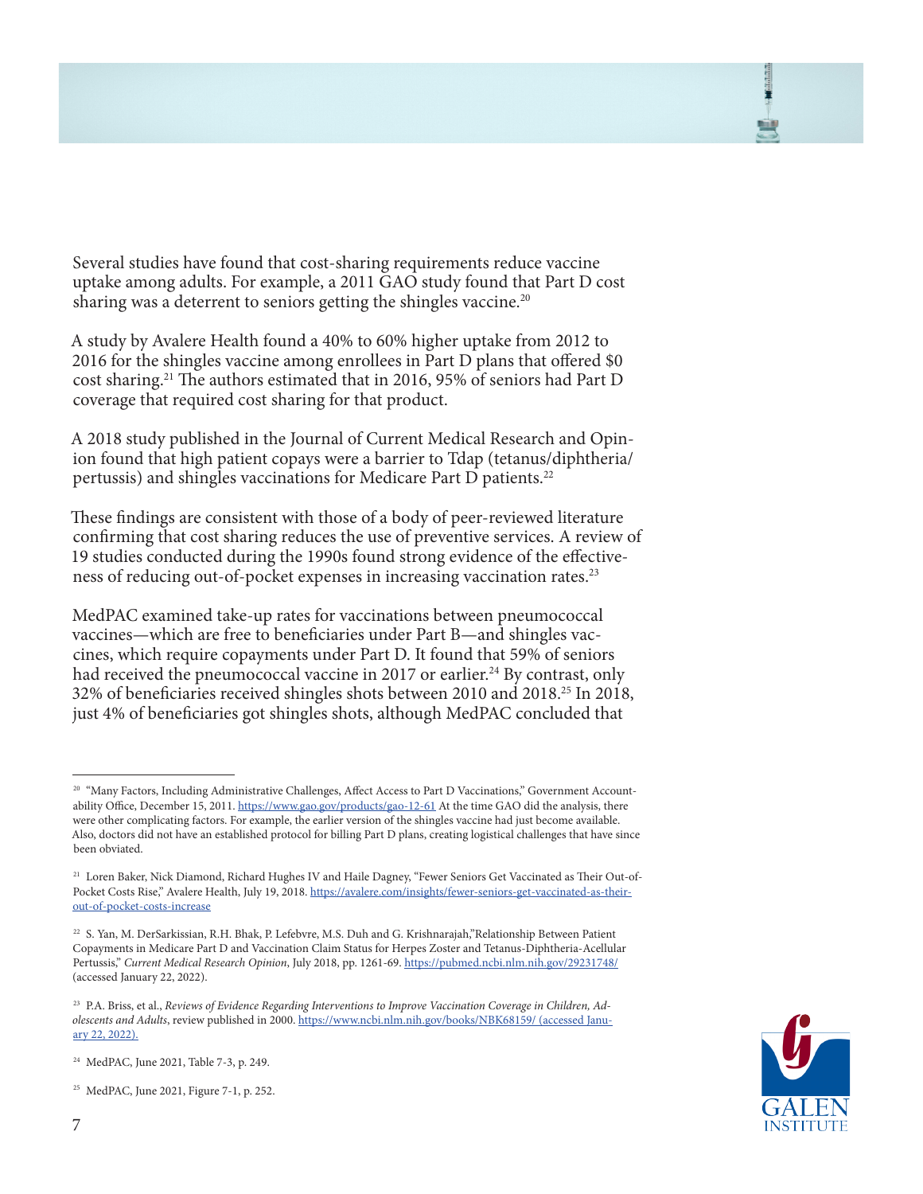Several studies have found that cost-sharing requirements reduce vaccine uptake among adults. For example, a 2011 GAO study found that Part D cost sharing was a deterrent to seniors getting the shingles vaccine.[20]

A study by Avalere Health found a 40% to 60% higher uptake from 2012 to 2016 for the shingles vaccine among enrollees in Part D plans that offered $0 cost sharing.[21] The authors estimated that in 2016, 95% of seniors had Part D coverage that required cost sharing for that product.

A 2018 study published in the Journal of Current Medical Research and Opinion found that high patient copays were a barrier to Tdap (tetanus/diphtheria/pertussis) and shingles vaccinations for Medicare Part D patients.[22]

These findings are consistent with those of a body of peer-reviewed literature confirming that cost sharing reduces the use of preventive services. A review of 19 studies conducted during the 1990s found strong evidence of the effectiveness of reducing out-of-pocket expenses in increasing vaccination rates.[23]

MedPAC examined take-up rates for vaccinations between pneumococcal vaccines—which are free to beneficiaries under Part B—and shingles vaccines, which require copayments under Part D. It found that 59% of seniors had received the pneumococcal vaccine in 2017 or earlier.[24] By contrast, only 32% of beneficiaries received shingles shots between 2010 and 2018.[25] In 2018, just 4% of beneficiaries got shingles shots, although MedPAC concluded that

---

[20] "Many Factors, Including Administrative Challenges, Affect Access to Part D Vaccinations," Government Accountability Office, December 15, 2011. https://www.gao.gov/products/gao-12-61 At the time GAO did the analysis, there were other complicating factors. For example, the earlier version of the shingles vaccine had just become available. Also, doctors did not have an established protocol for billing Part D plans, creating logistical challenges that have since been obviated.

[21] Loren Baker, Nick Diamond, Richard Hughes IV and Haile Dagney, "Fewer Seniors Get Vaccinated as Their Out-of-Pocket Costs Rise," Avalere Health, July 19, 2018. https://avalere.com/insights/fewer-seniors-get-vaccinated-as-their-out-of-pocket-costs-increase

[22] S. Yan, M. DerSarkissian, R.H. Bhak, P. Lefebvre, M.S. Duh and G. Krishnarajah,"Relationship Between Patient Copayments in Medicare Part D and Vaccination Claim Status for Herpes Zoster and Tetanus-Diphtheria-Acellular Pertussis," *Current Medical Research Opinion*, July 2018, pp. 1261-69. https://pubmed.ncbi.nlm.nih.gov/29231748/ (accessed January 22, 2022).

[23] P.A. Briss, et al., *Reviews of Evidence Regarding Interventions to Improve Vaccination Coverage in Children, Adolescents and Adults*, review published in 2000. https://www.ncbi.nlm.nih.gov/books/NBK68159/ (accessed January 22, 2022).

[24] MedPAC, June 2021, Table 7-3, p. 249.

[25] MedPAC, June 2021, Figure 7-1, p. 252.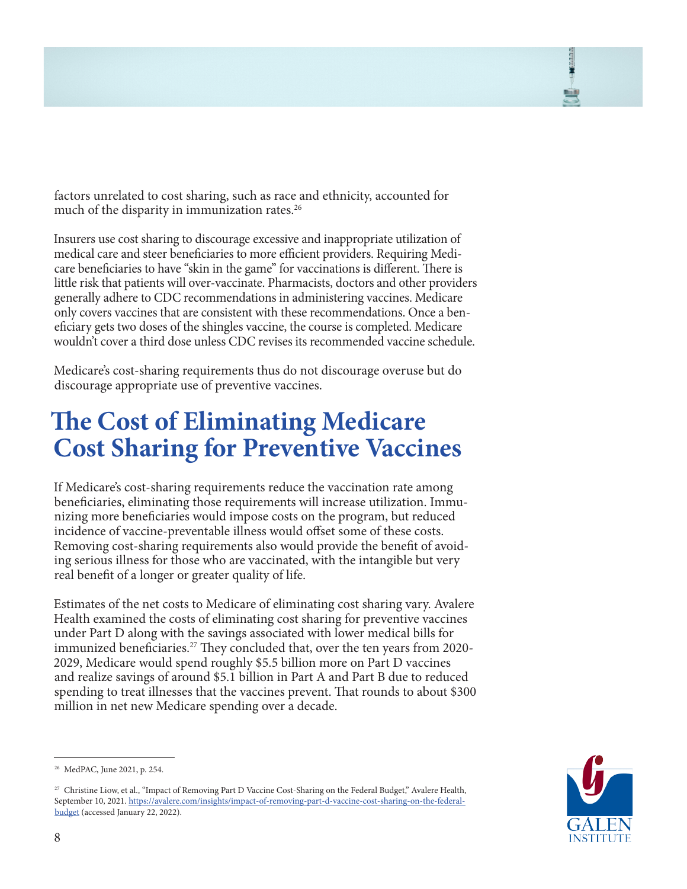factors unrelated to cost sharing, such as race and ethnicity, accounted for much of the disparity in immunization rates.[26]

Insurers use cost sharing to discourage excessive and inappropriate utilization of medical care and steer beneficiaries to more efficient providers. Requiring Medicare beneficiaries to have "skin in the game" for vaccinations is different. There is little risk that patients will over-vaccinate. Pharmacists, doctors and other providers generally adhere to CDC recommendations in administering vaccines. Medicare only covers vaccines that are consistent with these recommendations. Once a beneficiary gets two doses of the shingles vaccine, the course is completed. Medicare wouldn't cover a third dose unless CDC revises its recommended vaccine schedule.

Medicare's cost-sharing requirements thus do not discourage overuse but do discourage appropriate use of preventive vaccines.

# The Cost of Eliminating Medicare Cost Sharing for Preventive Vaccines

If Medicare's cost-sharing requirements reduce the vaccination rate among beneficiaries, eliminating those requirements will increase utilization. Immunizing more beneficiaries would impose costs on the program, but reduced incidence of vaccine-preventable illness would offset some of these costs. Removing cost-sharing requirements also would provide the benefit of avoiding serious illness for those who are vaccinated, with the intangible but very real benefit of a longer or greater quality of life.

Estimates of the net costs to Medicare of eliminating cost sharing vary. Avalere Health examined the costs of eliminating cost sharing for preventive vaccines under Part D along with the savings associated with lower medical bills for immunized beneficiaries.[27] They concluded that, over the ten years from 2020-2029, Medicare would spend roughly $5.5 billion more on Part D vaccines and realize savings of around $5.1 billion in Part A and Part B due to reduced spending to treat illnesses that the vaccines prevent. That rounds to about $300 million in net new Medicare spending over a decade.

---

[26] MedPAC, June 2021, p. 254.

[27] Christine Liow, et al., "Impact of Removing Part D Vaccine Cost-Sharing on the Federal Budget," Avalere Health, September 10, 2021. https://avalere.com/insights/impact-of-removing-part-d-vaccine-cost-sharing-on-the-federal-budget (accessed January 22, 2022).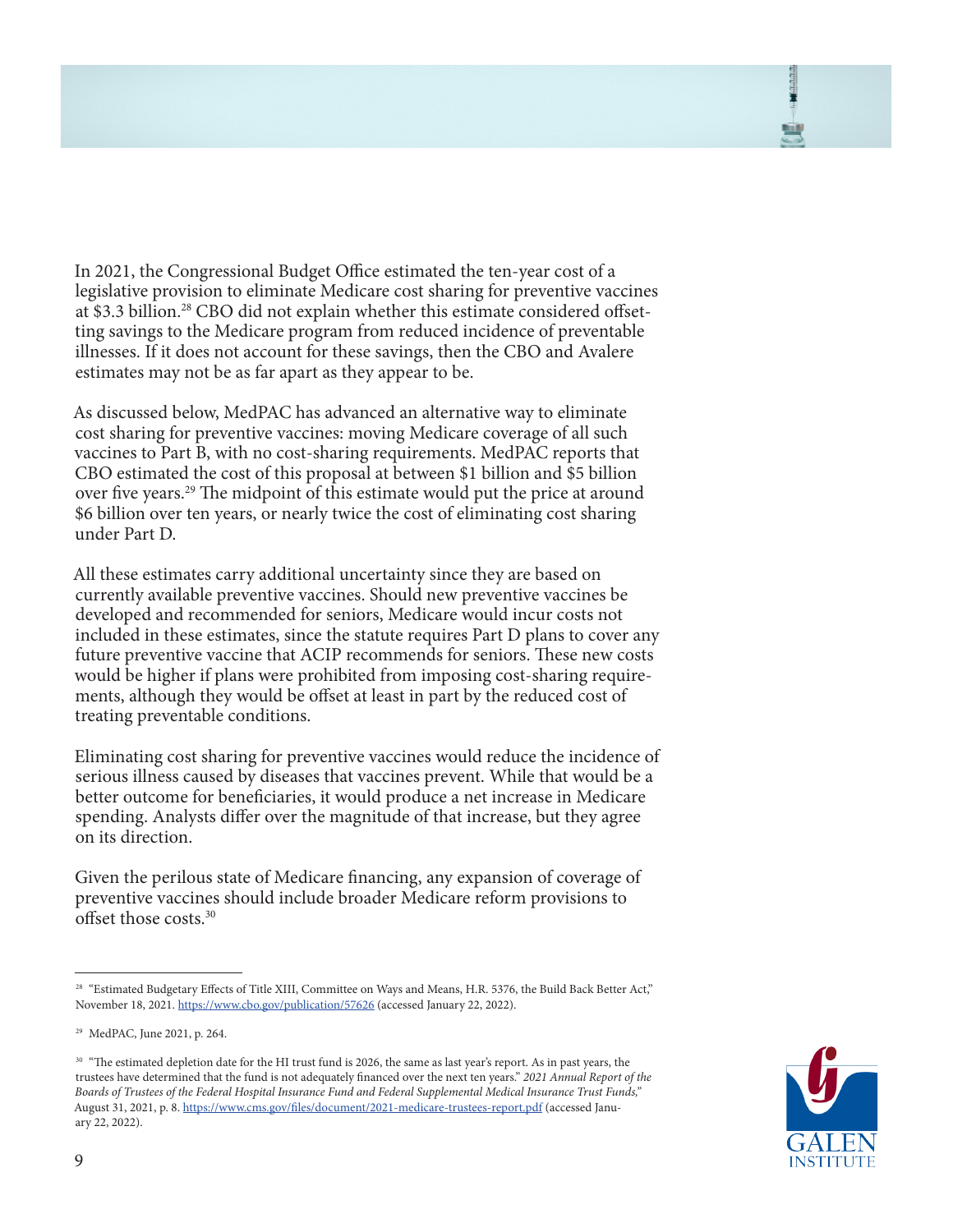In 2021, the Congressional Budget Office estimated the ten-year cost of a legislative provision to eliminate Medicare cost sharing for preventive vaccines at $3.3 billion.[28] CBO did not explain whether this estimate considered offsetting savings to the Medicare program from reduced incidence of preventable illnesses. If it does not account for these savings, then the CBO and Avalere estimates may not be as far apart as they appear to be.

As discussed below, MedPAC has advanced an alternative way to eliminate cost sharing for preventive vaccines: moving Medicare coverage of all such vaccines to Part B, with no cost-sharing requirements. MedPAC reports that CBO estimated the cost of this proposal at between $1 billion and $5 billion over five years.[29] The midpoint of this estimate would put the price at around $6 billion over ten years, or nearly twice the cost of eliminating cost sharing under Part D.

All these estimates carry additional uncertainty since they are based on currently available preventive vaccines. Should new preventive vaccines be developed and recommended for seniors, Medicare would incur costs not included in these estimates, since the statute requires Part D plans to cover any future preventive vaccine that ACIP recommends for seniors. These new costs would be higher if plans were prohibited from imposing cost-sharing requirements, although they would be offset at least in part by the reduced cost of treating preventable conditions.

Eliminating cost sharing for preventive vaccines would reduce the incidence of serious illness caused by diseases that vaccines prevent. While that would be a better outcome for beneficiaries, it would produce a net increase in Medicare spending. Analysts differ over the magnitude of that increase, but they agree on its direction.

Given the perilous state of Medicare financing, any expansion of coverage of preventive vaccines should include broader Medicare reform provisions to offset those costs.[30]

---

[28] "Estimated Budgetary Effects of Title XIII, Committee on Ways and Means, H.R. 5376, the Build Back Better Act," November 18, 2021. https://www.cbo.gov/publication/57626 (accessed January 22, 2022).

[29] MedPAC, June 2021, p. 264.

[30] "The estimated depletion date for the HI trust fund is 2026, the same as last year's report. As in past years, the trustees have determined that the fund is not adequately financed over the next ten years." *2021 Annual Report of the Boards of Trustees of the Federal Hospital Insurance Fund and Federal Supplemental Medical Insurance Trust Funds,"* August 31, 2021, p. 8. https://www.cms.gov/files/document/2021-medicare-trustees-report.pdf (accessed January 22, 2022).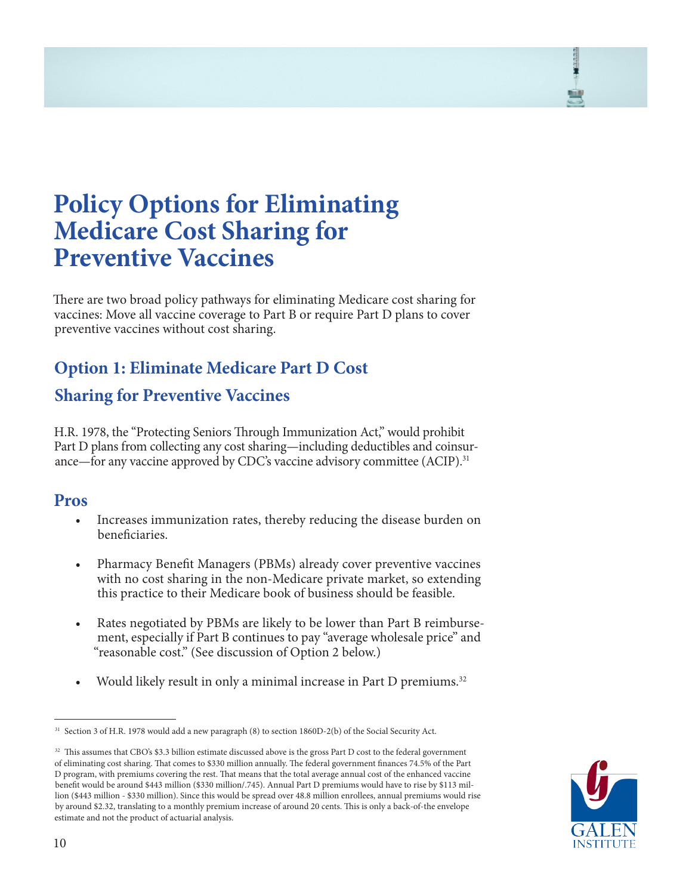# Policy Options for Eliminating Medicare Cost Sharing for Preventive Vaccines

There are two broad policy pathways for eliminating Medicare cost sharing for vaccines: Move all vaccine coverage to Part B or require Part D plans to cover preventive vaccines without cost sharing.

## Option 1: Eliminate Medicare Part D Cost Sharing for Preventive Vaccines

H.R. 1978, the "Protecting Seniors Through Immunization Act," would prohibit Part D plans from collecting any cost sharing—including deductibles and coinsurance—for any vaccine approved by CDC's vaccine advisory committee (ACIP).[31]

### Pros

- Increases immunization rates, thereby reducing the disease burden on beneficiaries.
- Pharmacy Benefit Managers (PBMs) already cover preventive vaccines with no cost sharing in the non-Medicare private market, so extending this practice to their Medicare book of business should be feasible.
- Rates negotiated by PBMs are likely to be lower than Part B reimbursement, especially if Part B continues to pay "average wholesale price" and "reasonable cost." (See discussion of Option 2 below.)
- Would likely result in only a minimal increase in Part D premiums.[32]

---

[31] Section 3 of H.R. 1978 would add a new paragraph (8) to section 1860D-2(b) of the Social Security Act.

[32] This assumes that CBO's $3.3 billion estimate discussed above is the gross Part D cost to the federal government of eliminating cost sharing. That comes to $330 million annually. The federal government finances 74.5% of the Part D program, with premiums covering the rest. That means that the total average annual cost of the enhanced vaccine benefit would be around $443 million ($330 million/.745). Annual Part D premiums would have to rise by $113 million ($443 million - $330 million). Since this would be spread over 48.8 million enrollees, annual premiums would rise by around $2.32, translating to a monthly premium increase of around 20 cents. This is only a back-of-the envelope estimate and not the product of actuarial analysis.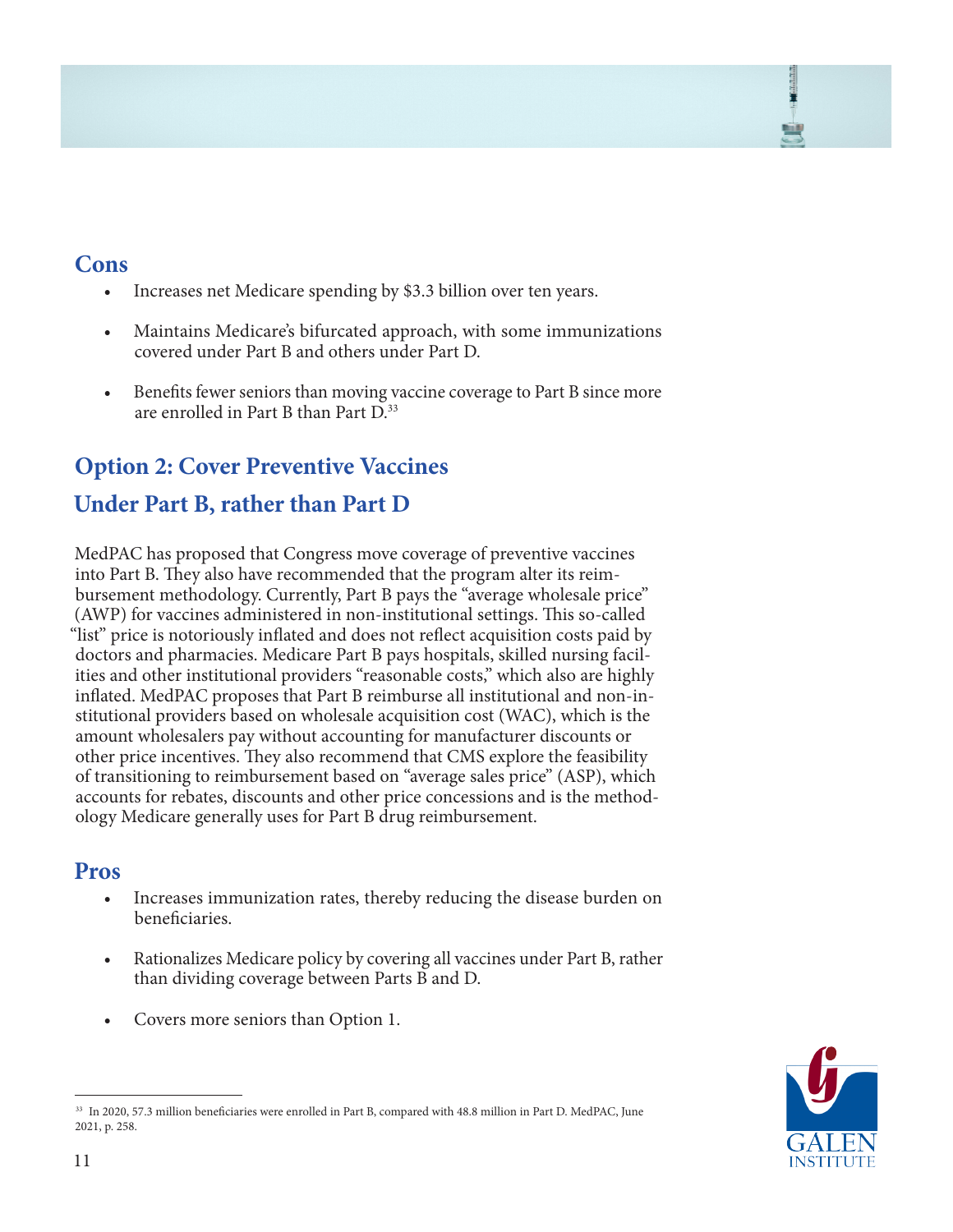## Cons

- Increases net Medicare spending by $3.3 billion over ten years.
- Maintains Medicare's bifurcated approach, with some immunizations covered under Part B and others under Part D.
- Benefits fewer seniors than moving vaccine coverage to Part B since more are enrolled in Part B than Part D.[33]

## Option 2: Cover Preventive Vaccines Under Part B, rather than Part D

MedPAC has proposed that Congress move coverage of preventive vaccines into Part B. They also have recommended that the program alter its reimbursement methodology. Currently, Part B pays the "average wholesale price" (AWP) for vaccines administered in non-institutional settings. This so-called "list" price is notoriously inflated and does not reflect acquisition costs paid by doctors and pharmacies. Medicare Part B pays hospitals, skilled nursing facilities and other institutional providers "reasonable costs," which also are highly inflated. MedPAC proposes that Part B reimburse all institutional and non-institutional providers based on wholesale acquisition cost (WAC), which is the amount wholesalers pay without accounting for manufacturer discounts or other price incentives. They also recommend that CMS explore the feasibility of transitioning to reimbursement based on "average sales price" (ASP), which accounts for rebates, discounts and other price concessions and is the methodology Medicare generally uses for Part B drug reimbursement.

## Pros

- Increases immunization rates, thereby reducing the disease burden on beneficiaries.
- Rationalizes Medicare policy by covering all vaccines under Part B, rather than dividing coverage between Parts B and D.
- Covers more seniors than Option 1.

---

[33] In 2020, 57.3 million beneficiaries were enrolled in Part B, compared with 48.8 million in Part D. MedPAC, June 2021, p. 258.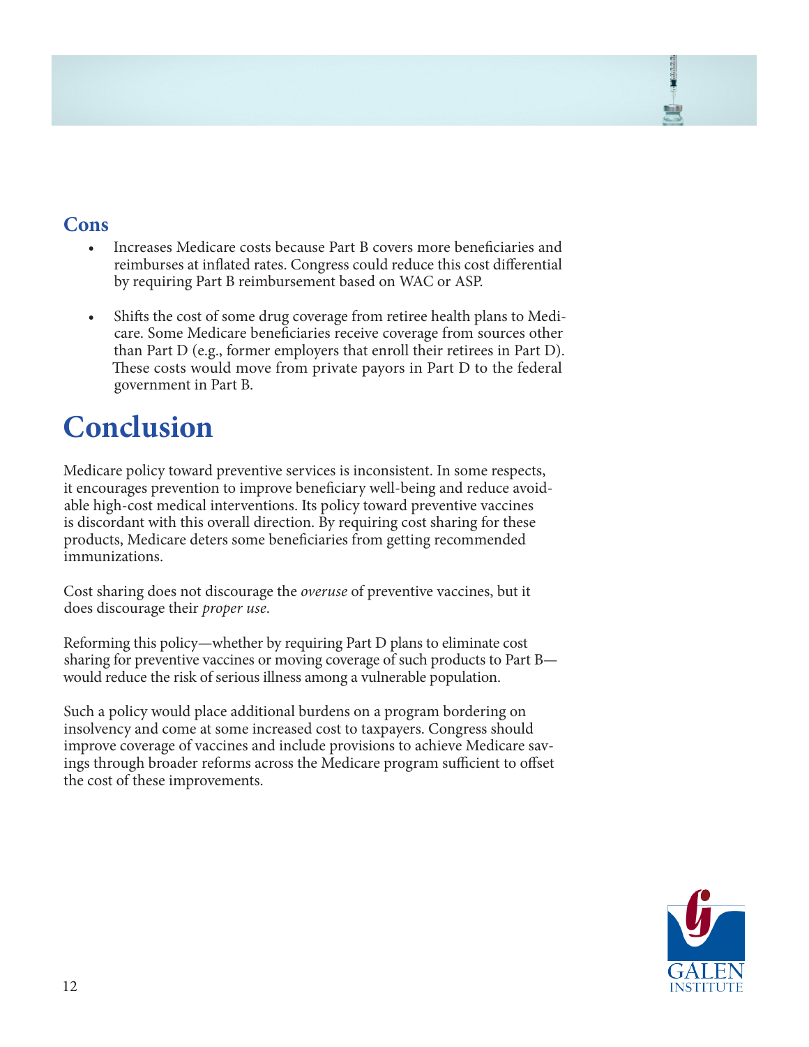### Cons

- Increases Medicare costs because Part B covers more beneficiaries and reimburses at inflated rates. Congress could reduce this cost differential by requiring Part B reimbursement based on WAC or ASP.

- Shifts the cost of some drug coverage from retiree health plans to Medicare. Some Medicare beneficiaries receive coverage from sources other than Part D (e.g., former employers that enroll their retirees in Part D). These costs would move from private payors in Part D to the federal government in Part B.

# Conclusion

Medicare policy toward preventive services is inconsistent. In some respects, it encourages prevention to improve beneficiary well-being and reduce avoidable high-cost medical interventions. Its policy toward preventive vaccines is discordant with this overall direction. By requiring cost sharing for these products, Medicare deters some beneficiaries from getting recommended immunizations.

Cost sharing does not discourage the *overuse* of preventive vaccines, but it does discourage their *proper use*.

Reforming this policy—whether by requiring Part D plans to eliminate cost sharing for preventive vaccines or moving coverage of such products to Part B—would reduce the risk of serious illness among a vulnerable population.

Such a policy would place additional burdens on a program bordering on insolvency and come at some increased cost to taxpayers. Congress should improve coverage of vaccines and include provisions to achieve Medicare savings through broader reforms across the Medicare program sufficient to offset the cost of these improvements.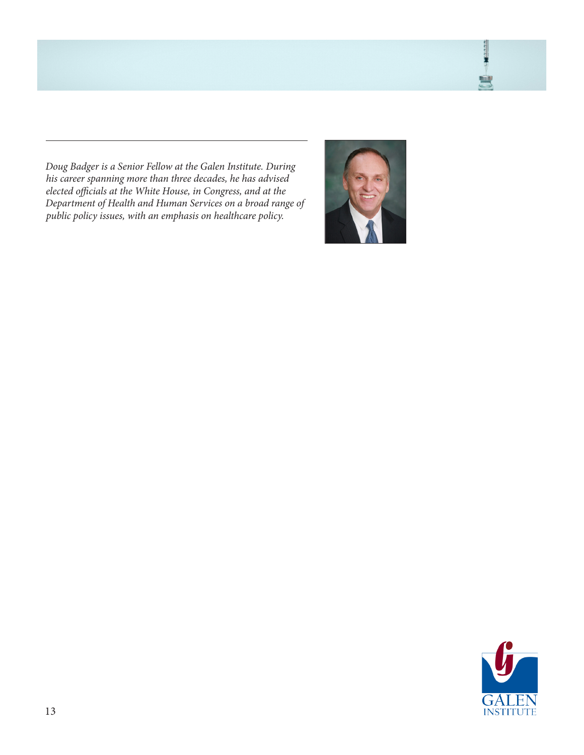*Doug Badger is a Senior Fellow at the Galen Institute. During his career spanning more than three decades, he has advised elected officials at the White House, in Congress, and at the Department of Health and Human Services on a broad range of public policy issues, with an emphasis on healthcare policy.*